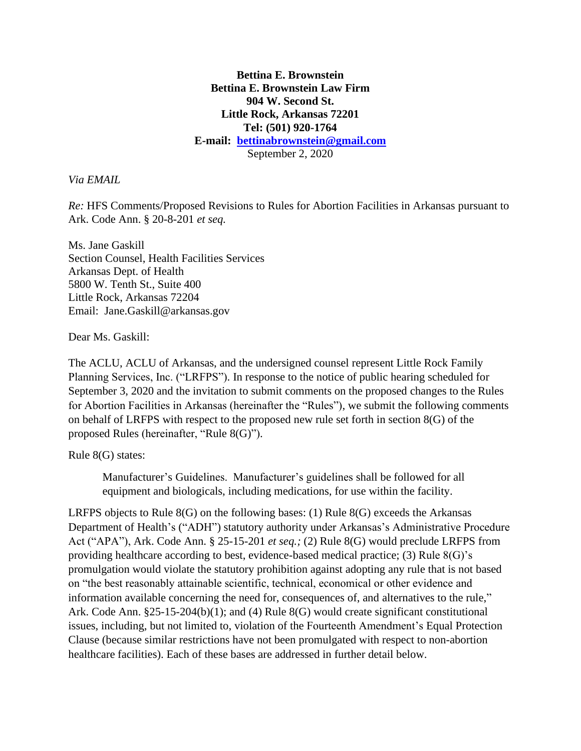**Bettina E. Brownstein**
**Bettina E. Brownstein Law Firm**
**904 W. Second St.**
**Little Rock, Arkansas 72201**
**Tel: (501) 920-1764**
**E-mail: bettinabrownstein@gmail.com**
September 2, 2020

*Via EMAIL*

*Re:* HFS Comments/Proposed Revisions to Rules for Abortion Facilities in Arkansas pursuant to Ark. Code Ann. § 20-8-201 *et seq.*

Ms. Jane Gaskill
Section Counsel, Health Facilities Services
Arkansas Dept. of Health
5800 W. Tenth St., Suite 400
Little Rock, Arkansas 72204
Email: Jane.Gaskill@arkansas.gov

Dear Ms. Gaskill:

The ACLU, ACLU of Arkansas, and the undersigned counsel represent Little Rock Family Planning Services, Inc. ("LRFPS"). In response to the notice of public hearing scheduled for September 3, 2020 and the invitation to submit comments on the proposed changes to the Rules for Abortion Facilities in Arkansas (hereinafter the "Rules"), we submit the following comments on behalf of LRFPS with respect to the proposed new rule set forth in section 8(G) of the proposed Rules (hereinafter, "Rule 8(G)").

Rule 8(G) states:

> Manufacturer's Guidelines. Manufacturer's guidelines shall be followed for all equipment and biologicals, including medications, for use within the facility.

LRFPS objects to Rule 8(G) on the following bases: (1) Rule 8(G) exceeds the Arkansas Department of Health's ("ADH") statutory authority under Arkansas's Administrative Procedure Act ("APA"), Ark. Code Ann. § 25-15-201 *et seq.;* (2) Rule 8(G) would preclude LRFPS from providing healthcare according to best, evidence-based medical practice; (3) Rule 8(G)'s promulgation would violate the statutory prohibition against adopting any rule that is not based on "the best reasonably attainable scientific, technical, economical or other evidence and information available concerning the need for, consequences of, and alternatives to the rule," Ark. Code Ann. §25-15-204(b)(1); and (4) Rule 8(G) would create significant constitutional issues, including, but not limited to, violation of the Fourteenth Amendment's Equal Protection Clause (because similar restrictions have not been promulgated with respect to non-abortion healthcare facilities). Each of these bases are addressed in further detail below.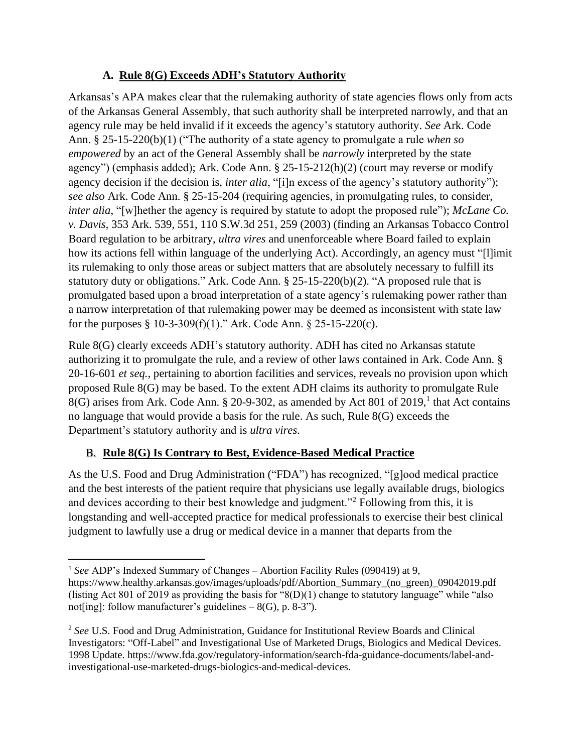### A. Rule 8(G) Exceeds ADH's Statutory Authority

Arkansas's APA makes clear that the rulemaking authority of state agencies flows only from acts of the Arkansas General Assembly, that such authority shall be interpreted narrowly, and that an agency rule may be held invalid if it exceeds the agency's statutory authority. *See* Ark. Code Ann. § 25-15-220(b)(1) ("The authority of a state agency to promulgate a rule *when so empowered* by an act of the General Assembly shall be *narrowly* interpreted by the state agency") (emphasis added); Ark. Code Ann. § 25-15-212(h)(2) (court may reverse or modify agency decision if the decision is, *inter alia*, "[i]n excess of the agency's statutory authority"); *see also* Ark. Code Ann. § 25-15-204 (requiring agencies, in promulgating rules, to consider, *inter alia*, "[w]hether the agency is required by statute to adopt the proposed rule"); *McLane Co. v. Davis*, 353 Ark. 539, 551, 110 S.W.3d 251, 259 (2003) (finding an Arkansas Tobacco Control Board regulation to be arbitrary, *ultra vires* and unenforceable where Board failed to explain how its actions fell within language of the underlying Act). Accordingly, an agency must "[l]imit its rulemaking to only those areas or subject matters that are absolutely necessary to fulfill its statutory duty or obligations." Ark. Code Ann. § 25-15-220(b)(2). "A proposed rule that is promulgated based upon a broad interpretation of a state agency's rulemaking power rather than a narrow interpretation of that rulemaking power may be deemed as inconsistent with state law for the purposes § 10-3-309(f)(1)." Ark. Code Ann. § 25-15-220(c).

Rule 8(G) clearly exceeds ADH's statutory authority. ADH has cited no Arkansas statute authorizing it to promulgate the rule, and a review of other laws contained in Ark. Code Ann. § 20-16-601 *et seq.*, pertaining to abortion facilities and services, reveals no provision upon which proposed Rule 8(G) may be based. To the extent ADH claims its authority to promulgate Rule 8(G) arises from Ark. Code Ann. § 20-9-302, as amended by Act 801 of 2019,[1] that Act contains no language that would provide a basis for the rule. As such, Rule 8(G) exceeds the Department's statutory authority and is *ultra vires*.

### B. Rule 8(G) Is Contrary to Best, Evidence-Based Medical Practice

As the U.S. Food and Drug Administration ("FDA") has recognized, "[g]ood medical practice and the best interests of the patient require that physicians use legally available drugs, biologics and devices according to their best knowledge and judgment."[2] Following from this, it is longstanding and well-accepted practice for medical professionals to exercise their best clinical judgment to lawfully use a drug or medical device in a manner that departs from the

---

[1] *See* ADP's Indexed Summary of Changes – Abortion Facility Rules (090419) at 9, https://www.healthy.arkansas.gov/images/uploads/pdf/Abortion_Summary_(no_green)_09042019.pdf (listing Act 801 of 2019 as providing the basis for "8(D)(1) change to statutory language" while "also not[ing]: follow manufacturer's guidelines – 8(G), p. 8-3").

[2] *See* U.S. Food and Drug Administration, Guidance for Institutional Review Boards and Clinical Investigators: "Off-Label" and Investigational Use of Marketed Drugs, Biologics and Medical Devices. 1998 Update. https://www.fda.gov/regulatory-information/search-fda-guidance-documents/label-and-investigational-use-marketed-drugs-biologics-and-medical-devices.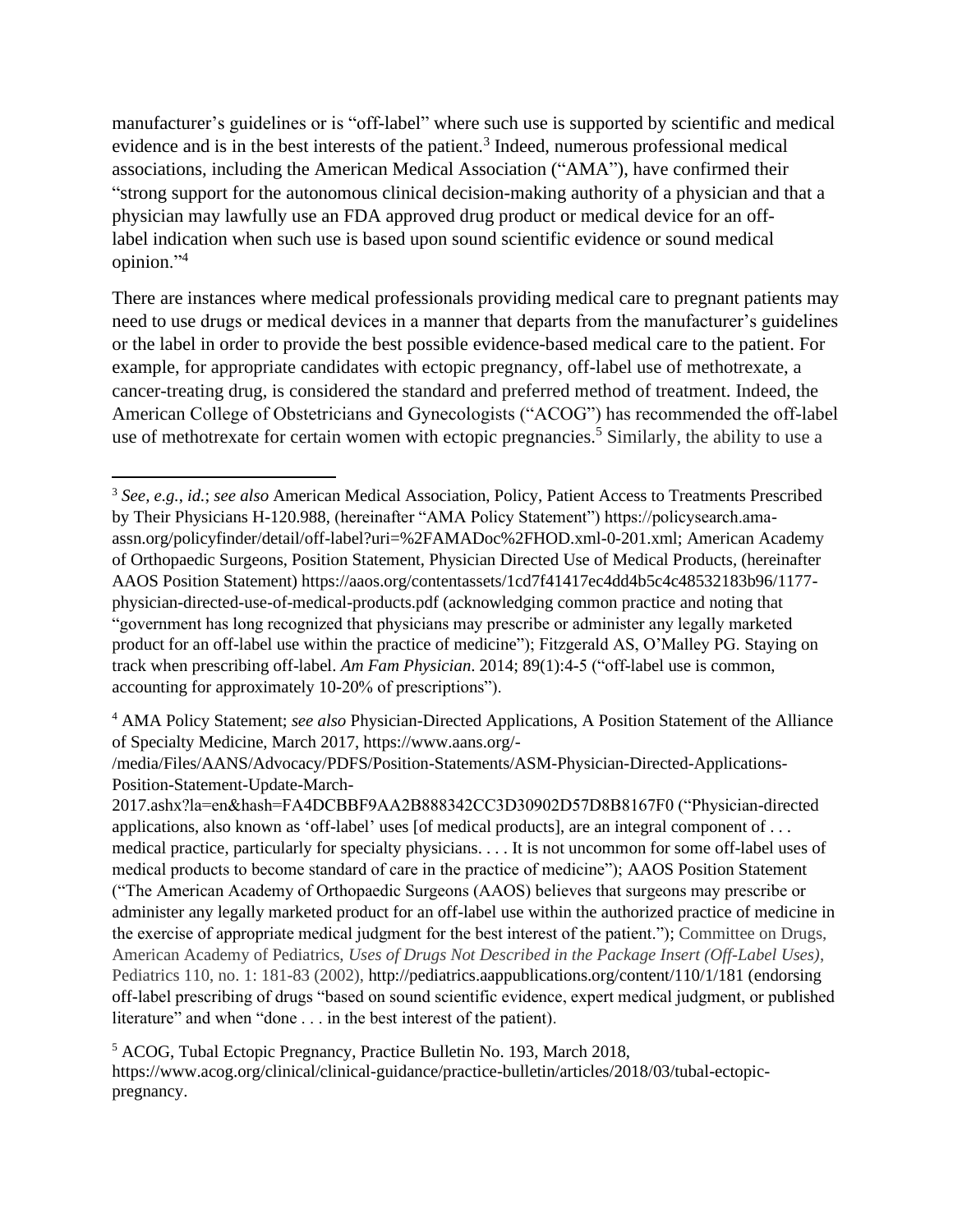manufacturer's guidelines or is "off-label" where such use is supported by scientific and medical evidence and is in the best interests of the patient.[3] Indeed, numerous professional medical associations, including the American Medical Association ("AMA"), have confirmed their "strong support for the autonomous clinical decision-making authority of a physician and that a physician may lawfully use an FDA approved drug product or medical device for an off-label indication when such use is based upon sound scientific evidence or sound medical opinion."[4]

There are instances where medical professionals providing medical care to pregnant patients may need to use drugs or medical devices in a manner that departs from the manufacturer's guidelines or the label in order to provide the best possible evidence-based medical care to the patient. For example, for appropriate candidates with ectopic pregnancy, off-label use of methotrexate, a cancer-treating drug, is considered the standard and preferred method of treatment. Indeed, the American College of Obstetricians and Gynecologists ("ACOG") has recommended the off-label use of methotrexate for certain women with ectopic pregnancies.[5] Similarly, the ability to use a

---

[3] *See, e.g.*, *id.*; *see also* American Medical Association, Policy, Patient Access to Treatments Prescribed by Their Physicians H-120.988, (hereinafter "AMA Policy Statement") https://policysearch.ama-assn.org/policyfinder/detail/off-label?uri=%2FAMADoc%2FHOD.xml-0-201.xml; American Academy of Orthopaedic Surgeons, Position Statement, Physician Directed Use of Medical Products, (hereinafter AAOS Position Statement) https://aaos.org/contentassets/1cd7f41417ec4dd4b5c4c48532183b96/1177-physician-directed-use-of-medical-products.pdf (acknowledging common practice and noting that "government has long recognized that physicians may prescribe or administer any legally marketed product for an off-label use within the practice of medicine"); Fitzgerald AS, O'Malley PG. Staying on track when prescribing off-label. *Am Fam Physician*. 2014; 89(1):4-5 ("off-label use is common, accounting for approximately 10-20% of prescriptions").

[4] AMA Policy Statement; *see also* Physician-Directed Applications, A Position Statement of the Alliance of Specialty Medicine, March 2017, https://www.aans.org/-/media/Files/AANS/Advocacy/PDFS/Position-Statements/ASM-Physician-Directed-Applications-Position-Statement-Update-March-2017.ashx?la=en&hash=FA4DCBBF9AA2B888342CC3D30902D57D8B8167F0 ("Physician-directed applications, also known as 'off-label' uses [of medical products], are an integral component of . . . medical practice, particularly for specialty physicians. . . . It is not uncommon for some off-label uses of medical products to become standard of care in the practice of medicine"); AAOS Position Statement ("The American Academy of Orthopaedic Surgeons (AAOS) believes that surgeons may prescribe or administer any legally marketed product for an off-label use within the authorized practice of medicine in the exercise of appropriate medical judgment for the best interest of the patient."); Committee on Drugs, American Academy of Pediatrics, *Uses of Drugs Not Described in the Package Insert (Off-Label Uses)*, Pediatrics 110, no. 1: 181-83 (2002), http://pediatrics.aappublications.org/content/110/1/181 (endorsing off-label prescribing of drugs "based on sound scientific evidence, expert medical judgment, or published literature" and when "done . . . in the best interest of the patient).

[5] ACOG, Tubal Ectopic Pregnancy, Practice Bulletin No. 193, March 2018, https://www.acog.org/clinical/clinical-guidance/practice-bulletin/articles/2018/03/tubal-ectopic-pregnancy.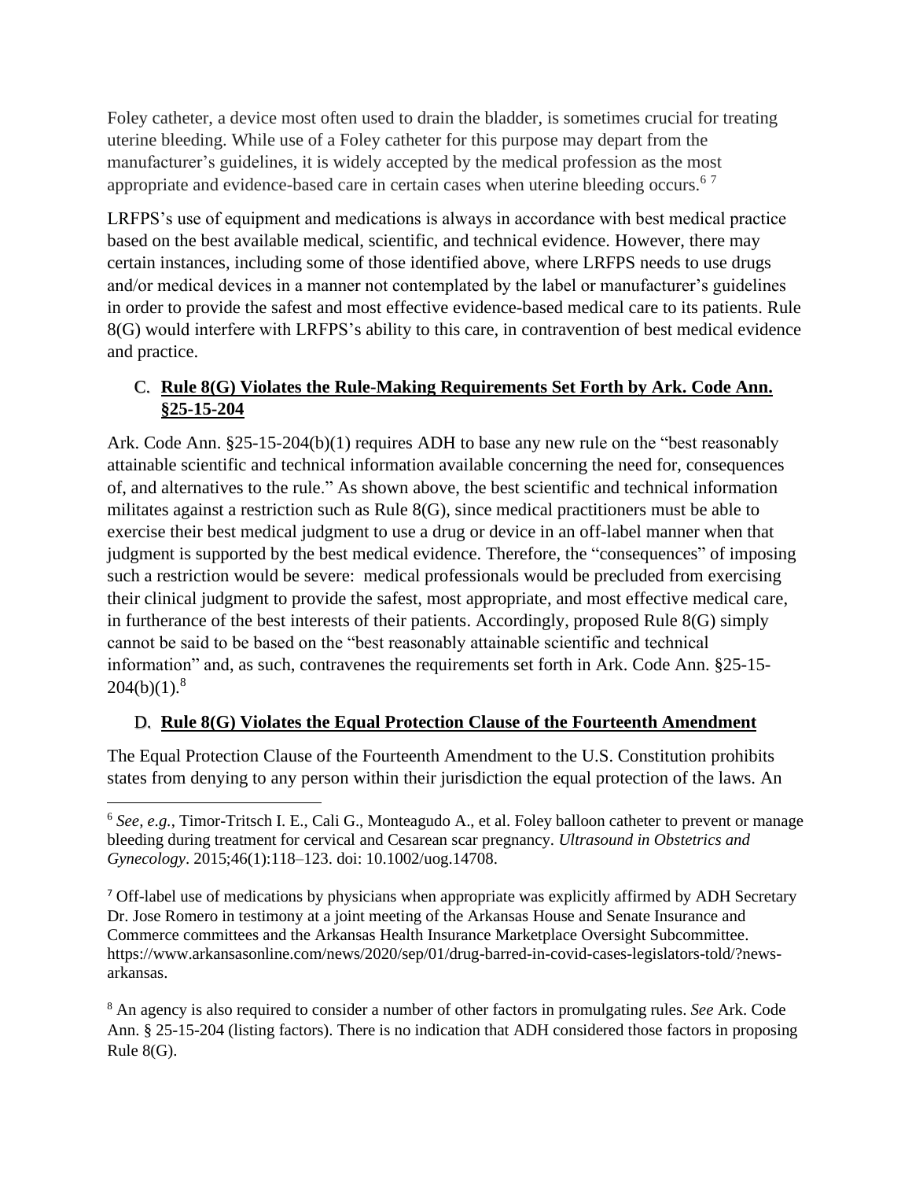Foley catheter, a device most often used to drain the bladder, is sometimes crucial for treating uterine bleeding. While use of a Foley catheter for this purpose may depart from the manufacturer's guidelines, it is widely accepted by the medical profession as the most appropriate and evidence-based care in certain cases when uterine bleeding occurs.[6] [7]

LRFPS's use of equipment and medications is always in accordance with best medical practice based on the best available medical, scientific, and technical evidence. However, there may certain instances, including some of those identified above, where LRFPS needs to use drugs and/or medical devices in a manner not contemplated by the label or manufacturer's guidelines in order to provide the safest and most effective evidence-based medical care to its patients. Rule 8(G) would interfere with LRFPS's ability to this care, in contravention of best medical evidence and practice.

### C. Rule 8(G) Violates the Rule-Making Requirements Set Forth by Ark. Code Ann. §25-15-204

Ark. Code Ann. §25-15-204(b)(1) requires ADH to base any new rule on the "best reasonably attainable scientific and technical information available concerning the need for, consequences of, and alternatives to the rule." As shown above, the best scientific and technical information militates against a restriction such as Rule 8(G), since medical practitioners must be able to exercise their best medical judgment to use a drug or device in an off-label manner when that judgment is supported by the best medical evidence. Therefore, the "consequences" of imposing such a restriction would be severe: medical professionals would be precluded from exercising their clinical judgment to provide the safest, most appropriate, and most effective medical care, in furtherance of the best interests of their patients. Accordingly, proposed Rule 8(G) simply cannot be said to be based on the "best reasonably attainable scientific and technical information" and, as such, contravenes the requirements set forth in Ark. Code Ann. §25-15-204(b)(1).[8]

### D. Rule 8(G) Violates the Equal Protection Clause of the Fourteenth Amendment

The Equal Protection Clause of the Fourteenth Amendment to the U.S. Constitution prohibits states from denying to any person within their jurisdiction the equal protection of the laws. An

---

[6] *See, e.g.*, Timor-Tritsch I. E., Cali G., Monteagudo A., et al. Foley balloon catheter to prevent or manage bleeding during treatment for cervical and Cesarean scar pregnancy. *Ultrasound in Obstetrics and Gynecology*. 2015;46(1):118–123. doi: 10.1002/uog.14708.

[7] Off-label use of medications by physicians when appropriate was explicitly affirmed by ADH Secretary Dr. Jose Romero in testimony at a joint meeting of the Arkansas House and Senate Insurance and Commerce committees and the Arkansas Health Insurance Marketplace Oversight Subcommittee. https://www.arkansasonline.com/news/2020/sep/01/drug-barred-in-covid-cases-legislators-told/?news-arkansas.

[8] An agency is also required to consider a number of other factors in promulgating rules. *See* Ark. Code Ann. § 25-15-204 (listing factors). There is no indication that ADH considered those factors in proposing Rule 8(G).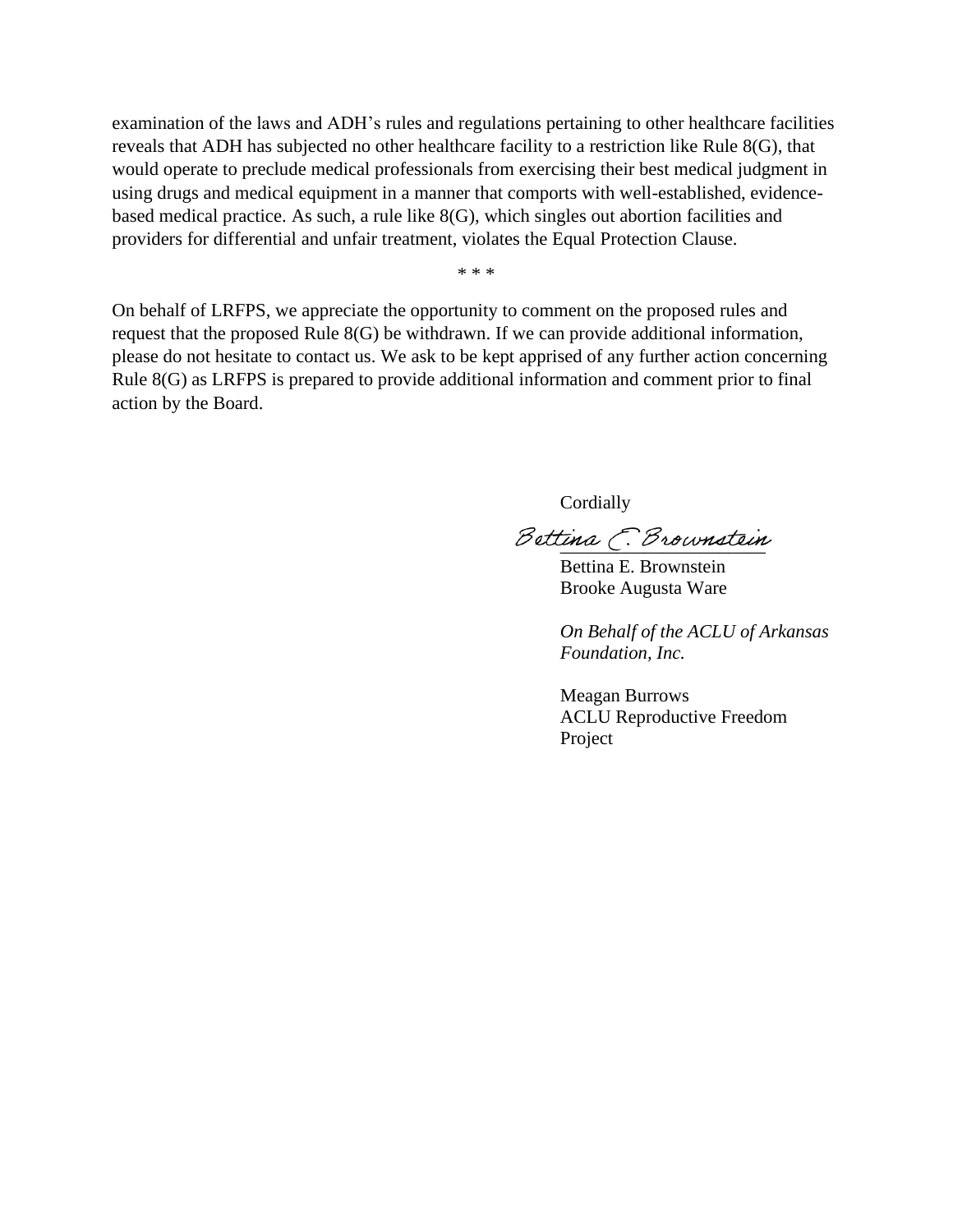examination of the laws and ADH's rules and regulations pertaining to other healthcare facilities reveals that ADH has subjected no other healthcare facility to a restriction like Rule 8(G), that would operate to preclude medical professionals from exercising their best medical judgment in using drugs and medical equipment in a manner that comports with well-established, evidence-based medical practice. As such, a rule like 8(G), which singles out abortion facilities and providers for differential and unfair treatment, violates the Equal Protection Clause.

\* \* \*

On behalf of LRFPS, we appreciate the opportunity to comment on the proposed rules and request that the proposed Rule 8(G) be withdrawn. If we can provide additional information, please do not hesitate to contact us. We ask to be kept apprised of any further action concerning Rule 8(G) as LRFPS is prepared to provide additional information and comment prior to final action by the Board.

Cordially

Bettina E. Brownstein

Bettina E. Brownstein
Brooke Augusta Ware

*On Behalf of the ACLU of Arkansas Foundation, Inc.*

Meagan Burrows
ACLU Reproductive Freedom Project